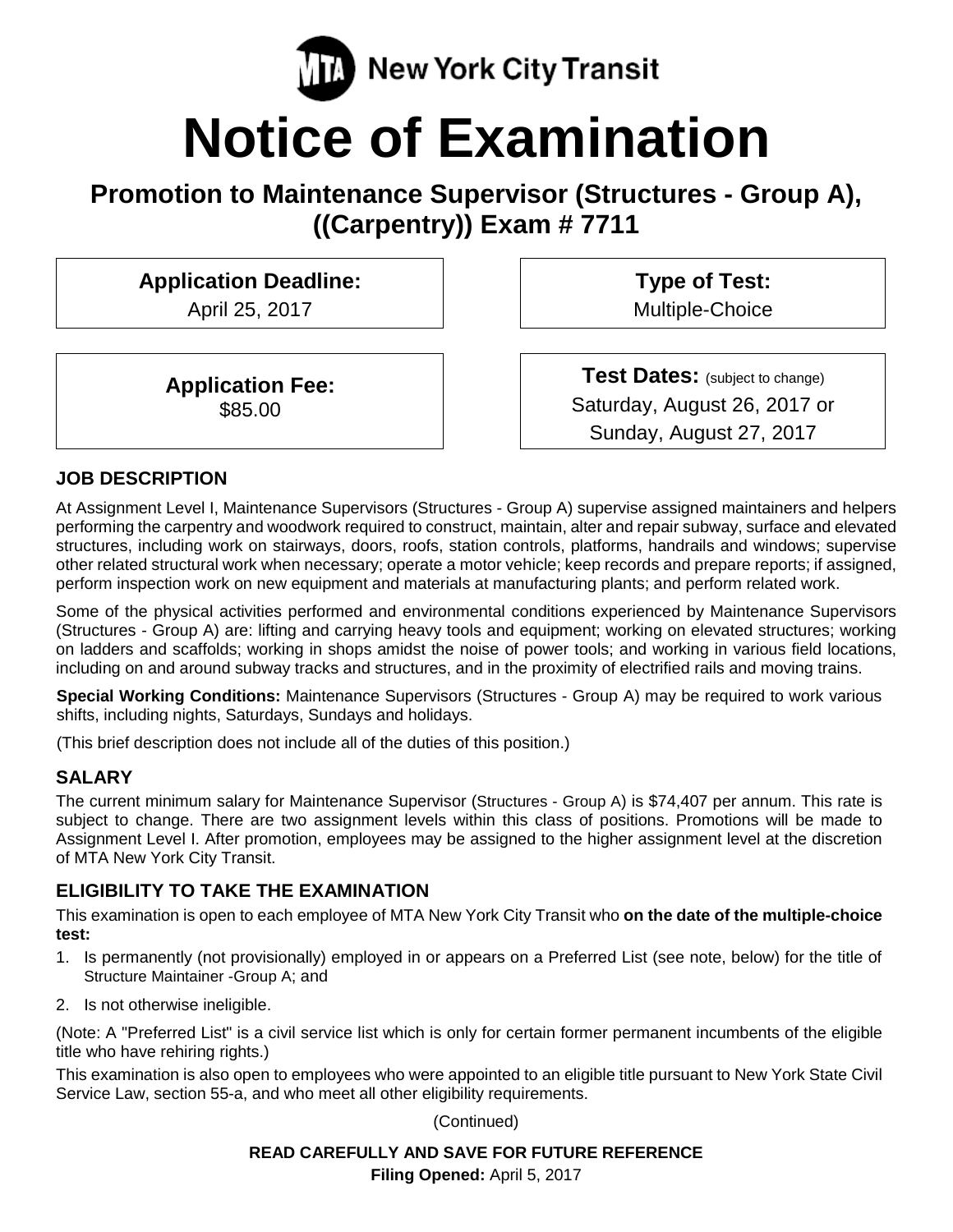MTA New York City Transit

# Notice of Examination

## Promotion to Maintenance Supervisor (Structures - Group A), ((Carpentry)) Exam # 7711

**Application Deadline:**
April 25, 2017

**Type of Test:**
Multiple-Choice

**Application Fee:**
$85.00

**Test Dates:** (subject to change)
Saturday, August 26, 2017 or
Sunday, August 27, 2017

### JOB DESCRIPTION

At Assignment Level I, Maintenance Supervisors (Structures - Group A) supervise assigned maintainers and helpers performing the carpentry and woodwork required to construct, maintain, alter and repair subway, surface and elevated structures, including work on stairways, doors, roofs, station controls, platforms, handrails and windows; supervise other related structural work when necessary; operate a motor vehicle; keep records and prepare reports; if assigned, perform inspection work on new equipment and materials at manufacturing plants; and perform related work.

Some of the physical activities performed and environmental conditions experienced by Maintenance Supervisors (Structures - Group A) are: lifting and carrying heavy tools and equipment; working on elevated structures; working on ladders and scaffolds; working in shops amidst the noise of power tools; and working in various field locations, including on and around subway tracks and structures, and in the proximity of electrified rails and moving trains.

**Special Working Conditions:** Maintenance Supervisors (Structures - Group A) may be required to work various shifts, including nights, Saturdays, Sundays and holidays.

(This brief description does not include all of the duties of this position.)

### SALARY

The current minimum salary for Maintenance Supervisor (Structures - Group A) is $74,407 per annum. This rate is subject to change. There are two assignment levels within this class of positions. Promotions will be made to Assignment Level I. After promotion, employees may be assigned to the higher assignment level at the discretion of MTA New York City Transit.

### ELIGIBILITY TO TAKE THE EXAMINATION

This examination is open to each employee of MTA New York City Transit who **on the date of the multiple-choice test:**

1. Is permanently (not provisionally) employed in or appears on a Preferred List (see note, below) for the title of Structure Maintainer -Group A; and
2. Is not otherwise ineligible.

(Note: A "Preferred List" is a civil service list which is only for certain former permanent incumbents of the eligible title who have rehiring rights.)

This examination is also open to employees who were appointed to an eligible title pursuant to New York State Civil Service Law, section 55-a, and who meet all other eligibility requirements.

(Continued)

**READ CAREFULLY AND SAVE FOR FUTURE REFERENCE**

**Filing Opened:** April 5, 2017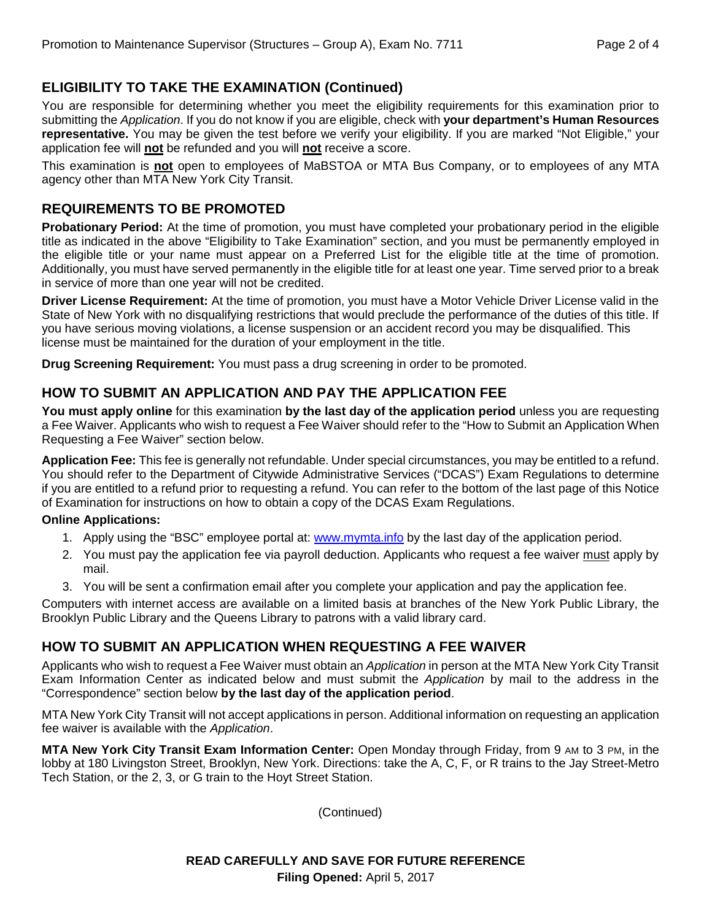## ELIGIBILITY TO TAKE THE EXAMINATION (Continued)

You are responsible for determining whether you meet the eligibility requirements for this examination prior to submitting the *Application*. If you do not know if you are eligible, check with **your department's Human Resources representative.** You may be given the test before we verify your eligibility. If you are marked "Not Eligible," your application fee will **not** be refunded and you will **not** receive a score.

This examination is **not** open to employees of MaBSTOA or MTA Bus Company, or to employees of any MTA agency other than MTA New York City Transit.

## REQUIREMENTS TO BE PROMOTED

**Probationary Period:** At the time of promotion, you must have completed your probationary period in the eligible title as indicated in the above "Eligibility to Take Examination" section, and you must be permanently employed in the eligible title or your name must appear on a Preferred List for the eligible title at the time of promotion. Additionally, you must have served permanently in the eligible title for at least one year. Time served prior to a break in service of more than one year will not be credited.

**Driver License Requirement:** At the time of promotion, you must have a Motor Vehicle Driver License valid in the State of New York with no disqualifying restrictions that would preclude the performance of the duties of this title. If you have serious moving violations, a license suspension or an accident record you may be disqualified. This license must be maintained for the duration of your employment in the title.

**Drug Screening Requirement:** You must pass a drug screening in order to be promoted.

## HOW TO SUBMIT AN APPLICATION AND PAY THE APPLICATION FEE

**You must apply online** for this examination **by the last day of the application period** unless you are requesting a Fee Waiver. Applicants who wish to request a Fee Waiver should refer to the "How to Submit an Application When Requesting a Fee Waiver" section below.

**Application Fee:** This fee is generally not refundable. Under special circumstances, you may be entitled to a refund. You should refer to the Department of Citywide Administrative Services ("DCAS") Exam Regulations to determine if you are entitled to a refund prior to requesting a refund. You can refer to the bottom of the last page of this Notice of Examination for instructions on how to obtain a copy of the DCAS Exam Regulations.

**Online Applications:**

1. Apply using the "BSC" employee portal at: www.mymta.info by the last day of the application period.
2. You must pay the application fee via payroll deduction. Applicants who request a fee waiver must apply by mail.
3. You will be sent a confirmation email after you complete your application and pay the application fee.

Computers with internet access are available on a limited basis at branches of the New York Public Library, the Brooklyn Public Library and the Queens Library to patrons with a valid library card.

## HOW TO SUBMIT AN APPLICATION WHEN REQUESTING A FEE WAIVER

Applicants who wish to request a Fee Waiver must obtain an *Application* in person at the MTA New York City Transit Exam Information Center as indicated below and must submit the *Application* by mail to the address in the "Correspondence" section below **by the last day of the application period**.

MTA New York City Transit will not accept applications in person. Additional information on requesting an application fee waiver is available with the *Application*.

**MTA New York City Transit Exam Information Center:** Open Monday through Friday, from 9 AM to 3 PM, in the lobby at 180 Livingston Street, Brooklyn, New York. Directions: take the A, C, F, or R trains to the Jay Street-Metro Tech Station, or the 2, 3, or G train to the Hoyt Street Station.

(Continued)

**READ CAREFULLY AND SAVE FOR FUTURE REFERENCE**

**Filing Opened:** April 5, 2017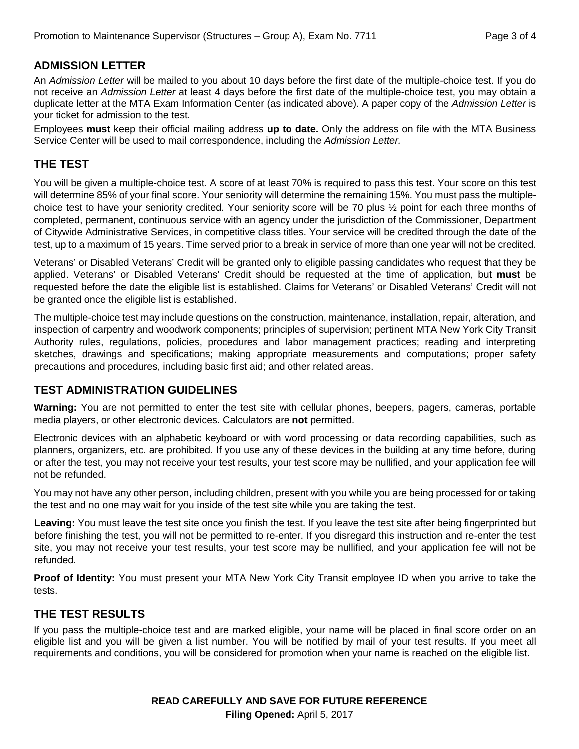## ADMISSION LETTER

An *Admission Letter* will be mailed to you about 10 days before the first date of the multiple-choice test. If you do not receive an *Admission Letter* at least 4 days before the first date of the multiple-choice test, you may obtain a duplicate letter at the MTA Exam Information Center (as indicated above). A paper copy of the *Admission Letter* is your ticket for admission to the test.

Employees **must** keep their official mailing address **up to date.** Only the address on file with the MTA Business Service Center will be used to mail correspondence, including the *Admission Letter.*

## THE TEST

You will be given a multiple-choice test. A score of at least 70% is required to pass this test. Your score on this test will determine 85% of your final score. Your seniority will determine the remaining 15%. You must pass the multiple-choice test to have your seniority credited. Your seniority score will be 70 plus ½ point for each three months of completed, permanent, continuous service with an agency under the jurisdiction of the Commissioner, Department of Citywide Administrative Services, in competitive class titles. Your service will be credited through the date of the test, up to a maximum of 15 years. Time served prior to a break in service of more than one year will not be credited.

Veterans' or Disabled Veterans' Credit will be granted only to eligible passing candidates who request that they be applied. Veterans' or Disabled Veterans' Credit should be requested at the time of application, but **must** be requested before the date the eligible list is established. Claims for Veterans' or Disabled Veterans' Credit will not be granted once the eligible list is established.

The multiple-choice test may include questions on the construction, maintenance, installation, repair, alteration, and inspection of carpentry and woodwork components; principles of supervision; pertinent MTA New York City Transit Authority rules, regulations, policies, procedures and labor management practices; reading and interpreting sketches, drawings and specifications; making appropriate measurements and computations; proper safety precautions and procedures, including basic first aid; and other related areas.

## TEST ADMINISTRATION GUIDELINES

**Warning:** You are not permitted to enter the test site with cellular phones, beepers, pagers, cameras, portable media players, or other electronic devices. Calculators are **not** permitted.

Electronic devices with an alphabetic keyboard or with word processing or data recording capabilities, such as planners, organizers, etc. are prohibited. If you use any of these devices in the building at any time before, during or after the test, you may not receive your test results, your test score may be nullified, and your application fee will not be refunded.

You may not have any other person, including children, present with you while you are being processed for or taking the test and no one may wait for you inside of the test site while you are taking the test.

**Leaving:** You must leave the test site once you finish the test. If you leave the test site after being fingerprinted but before finishing the test, you will not be permitted to re-enter. If you disregard this instruction and re-enter the test site, you may not receive your test results, your test score may be nullified, and your application fee will not be refunded.

**Proof of Identity:** You must present your MTA New York City Transit employee ID when you arrive to take the tests.

## THE TEST RESULTS

If you pass the multiple-choice test and are marked eligible, your name will be placed in final score order on an eligible list and you will be given a list number. You will be notified by mail of your test results. If you meet all requirements and conditions, you will be considered for promotion when your name is reached on the eligible list.

**READ CAREFULLY AND SAVE FOR FUTURE REFERENCE**

**Filing Opened:** April 5, 2017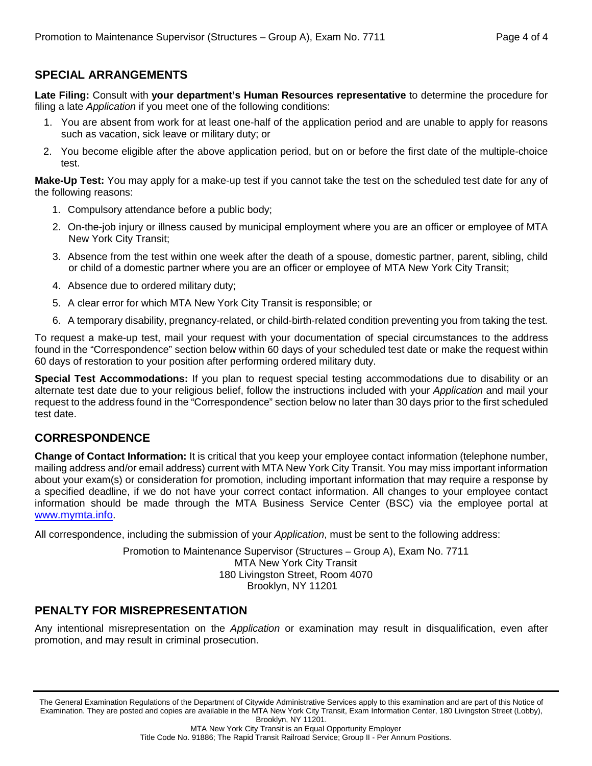## SPECIAL ARRANGEMENTS

**Late Filing:** Consult with **your department's Human Resources representative** to determine the procedure for filing a late *Application* if you meet one of the following conditions:

1. You are absent from work for at least one-half of the application period and are unable to apply for reasons such as vacation, sick leave or military duty; or
2. You become eligible after the above application period, but on or before the first date of the multiple-choice test.

**Make-Up Test:** You may apply for a make-up test if you cannot take the test on the scheduled test date for any of the following reasons:

1. Compulsory attendance before a public body;
2. On-the-job injury or illness caused by municipal employment where you are an officer or employee of MTA New York City Transit;
3. Absence from the test within one week after the death of a spouse, domestic partner, parent, sibling, child or child of a domestic partner where you are an officer or employee of MTA New York City Transit;
4. Absence due to ordered military duty;
5. A clear error for which MTA New York City Transit is responsible; or
6. A temporary disability, pregnancy-related, or child-birth-related condition preventing you from taking the test.

To request a make-up test, mail your request with your documentation of special circumstances to the address found in the "Correspondence" section below within 60 days of your scheduled test date or make the request within 60 days of restoration to your position after performing ordered military duty.

**Special Test Accommodations:** If you plan to request special testing accommodations due to disability or an alternate test date due to your religious belief, follow the instructions included with your *Application* and mail your request to the address found in the "Correspondence" section below no later than 30 days prior to the first scheduled test date.

## CORRESPONDENCE

**Change of Contact Information:** It is critical that you keep your employee contact information (telephone number, mailing address and/or email address) current with MTA New York City Transit. You may miss important information about your exam(s) or consideration for promotion, including important information that may require a response by a specified deadline, if we do not have your correct contact information. All changes to your employee contact information should be made through the MTA Business Service Center (BSC) via the employee portal at www.mymta.info.

All correspondence, including the submission of your *Application*, must be sent to the following address:

Promotion to Maintenance Supervisor (Structures – Group A), Exam No. 7711
MTA New York City Transit
180 Livingston Street, Room 4070
Brooklyn, NY 11201

## PENALTY FOR MISREPRESENTATION

Any intentional misrepresentation on the *Application* or examination may result in disqualification, even after promotion, and may result in criminal prosecution.

The General Examination Regulations of the Department of Citywide Administrative Services apply to this examination and are part of this Notice of Examination. They are posted and copies are available in the MTA New York City Transit, Exam Information Center, 180 Livingston Street (Lobby), Brooklyn, NY 11201.
MTA New York City Transit is an Equal Opportunity Employer
Title Code No. 91886; The Rapid Transit Railroad Service; Group II - Per Annum Positions.